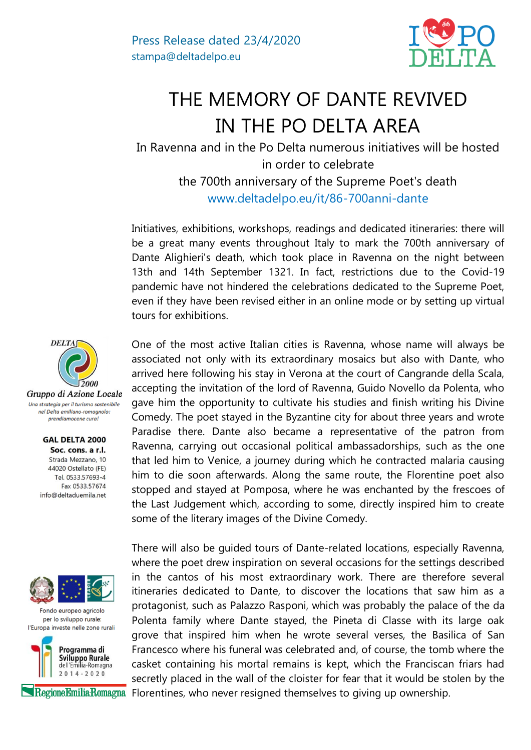Press Release dated 23/4/2020
stampa@deltadelpo.eu

# THE MEMORY OF DANTE REVIVED IN THE PO DELTA AREA

In Ravenna and in the Po Delta numerous initiatives will be hosted in order to celebrate the 700th anniversary of the Supreme Poet's death
www.deltadelpo.eu/it/86-700anni-dante

Initiatives, exhibitions, workshops, readings and dedicated itineraries: there will be a great many events throughout Italy to mark the 700th anniversary of Dante Alighieri's death, which took place in Ravenna on the night between 13th and 14th September 1321. In fact, restrictions due to the Covid-19 pandemic have not hindered the celebrations dedicated to the Supreme Poet, even if they have been revised either in an online mode or by setting up virtual tours for exhibitions.

One of the most active Italian cities is Ravenna, whose name will always be associated not only with its extraordinary mosaics but also with Dante, who arrived here following his stay in Verona at the court of Cangrande della Scala, accepting the invitation of the lord of Ravenna, Guido Novello da Polenta, who gave him the opportunity to cultivate his studies and finish writing his Divine Comedy. The poet stayed in the Byzantine city for about three years and wrote Paradise there. Dante also became a representative of the patron from Ravenna, carrying out occasional political ambassadorships, such as the one that led him to Venice, a journey during which he contracted malaria causing him to die soon afterwards. Along the same route, the Florentine poet also stopped and stayed at Pomposa, where he was enchanted by the frescoes of the Last Judgement which, according to some, directly inspired him to create some of the literary images of the Divine Comedy.

There will also be guided tours of Dante-related locations, especially Ravenna, where the poet drew inspiration on several occasions for the settings described in the cantos of his most extraordinary work. There are therefore several itineraries dedicated to Dante, to discover the locations that saw him as a protagonist, such as Palazzo Rasponi, which was probably the palace of the da Polenta family where Dante stayed, the Pineta di Classe with its large oak grove that inspired him when he wrote several verses, the Basilica of San Francesco where his funeral was celebrated and, of course, the tomb where the casket containing his mortal remains is kept, which the Franciscan friars had secretly placed in the wall of the cloister for fear that it would be stolen by the Florentines, who never resigned themselves to giving up ownership.

DELTA 2000
Gruppo di Azione Locale
*Una strategia per il turismo sostenibile nel Delta emiliano-romagnolo: prendiamocene cura!*

**GAL DELTA 2000**
**Soc. cons. a r.l.**
Strada Mezzano, 10
44020 Ostellato (FE)
Tel. 0533.57693-4
Fax 0533.57674
info@deltaduemila.net

Fondo europeo agricolo per lo sviluppo rurale: l'Europa investe nelle zone rurali

Programma di Sviluppo Rurale dell'Emilia-Romagna 2014-2020

RegioneEmiliaRomagna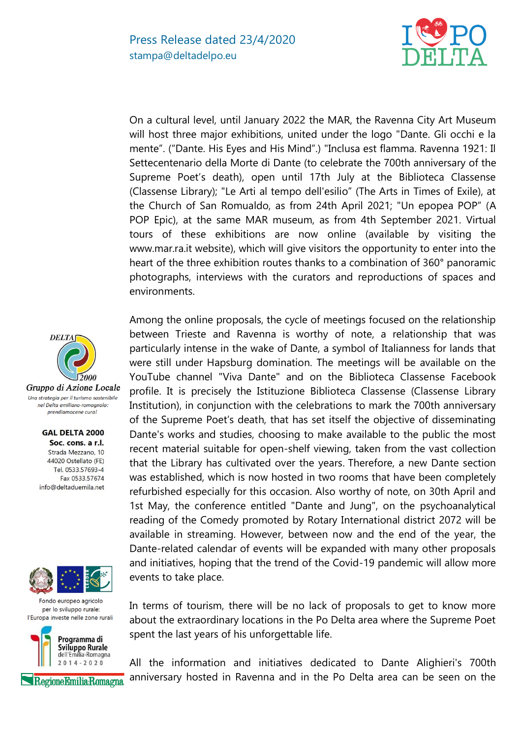On a cultural level, until January 2022 the MAR, the Ravenna City Art Museum will host three major exhibitions, united under the logo "Dante. Gli occhi e la mente". ("Dante. His Eyes and His Mind".) "Inclusa est flamma. Ravenna 1921: Il Settecentenario della Morte di Dante (to celebrate the 700th anniversary of the Supreme Poet's death), open until 17th July at the Biblioteca Classense (Classense Library); "Le Arti al tempo dell'esilio" (The Arts in Times of Exile), at the Church of San Romualdo, as from 24th April 2021; "Un epopea POP" (A POP Epic), at the same MAR museum, as from 4th September 2021. Virtual tours of these exhibitions are now online (available by visiting the www.mar.ra.it website), which will give visitors the opportunity to enter into the heart of the three exhibition routes thanks to a combination of 360° panoramic photographs, interviews with the curators and reproductions of spaces and environments.

Among the online proposals, the cycle of meetings focused on the relationship between Trieste and Ravenna is worthy of note, a relationship that was particularly intense in the wake of Dante, a symbol of Italianness for lands that were still under Hapsburg domination. The meetings will be available on the YouTube channel "Viva Dante" and on the Biblioteca Classense Facebook profile. It is precisely the Istituzione Biblioteca Classense (Classense Library Institution), in conjunction with the celebrations to mark the 700th anniversary of the Supreme Poet's death, that has set itself the objective of disseminating Dante's works and studies, choosing to make available to the public the most recent material suitable for open-shelf viewing, taken from the vast collection that the Library has cultivated over the years. Therefore, a new Dante section was established, which is now hosted in two rooms that have been completely refurbished especially for this occasion. Also worthy of note, on 30th April and 1st May, the conference entitled "Dante and Jung", on the psychoanalytical reading of the Comedy promoted by Rotary International district 2072 will be available in streaming. However, between now and the end of the year, the Dante-related calendar of events will be expanded with many other proposals and initiatives, hoping that the trend of the Covid-19 pandemic will allow more events to take place.

In terms of tourism, there will be no lack of proposals to get to know more about the extraordinary locations in the Po Delta area where the Supreme Poet spent the last years of his unforgettable life.

All the information and initiatives dedicated to Dante Alighieri's 700th anniversary hosted in Ravenna and in the Po Delta area can be seen on the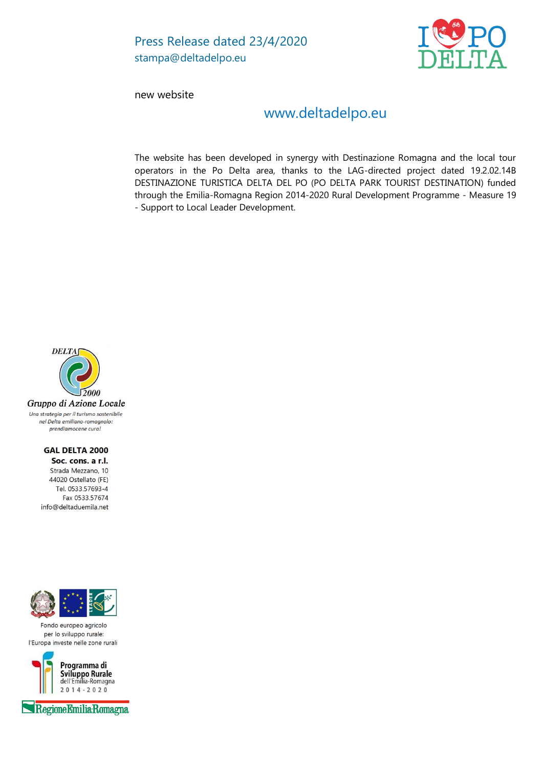Press Release dated 23/4/2020
stampa@deltadelpo.eu

I ♥ PO DELTA

new website

www.deltadelpo.eu

The website has been developed in synergy with Destinazione Romagna and the local tour operators in the Po Delta area, thanks to the LAG-directed project dated 19.2.02.14B DESTINAZIONE TURISTICA DELTA DEL PO (PO DELTA PARK TOURIST DESTINATION) funded through the Emilia-Romagna Region 2014-2020 Rural Development Programme - Measure 19 - Support to Local Leader Development.

DELTA 2000
Gruppo di Azione Locale
*Una strategia per il turismo sostenibile nel Delta emiliano-romagnolo: prendiamocene cura!*

**GAL DELTA 2000**
**Soc. cons. a r.l.**
Strada Mezzano, 10
44020 Ostellato (FE)
Tel. 0533.57693-4
Fax 0533.57674
info@deltaduemila.net

Fondo europeo agricolo per lo sviluppo rurale: l'Europa investe nelle zone rurali

Programma di Sviluppo Rurale dell'Emilia-Romagna 2014-2020

RegioneEmiliaRomagna